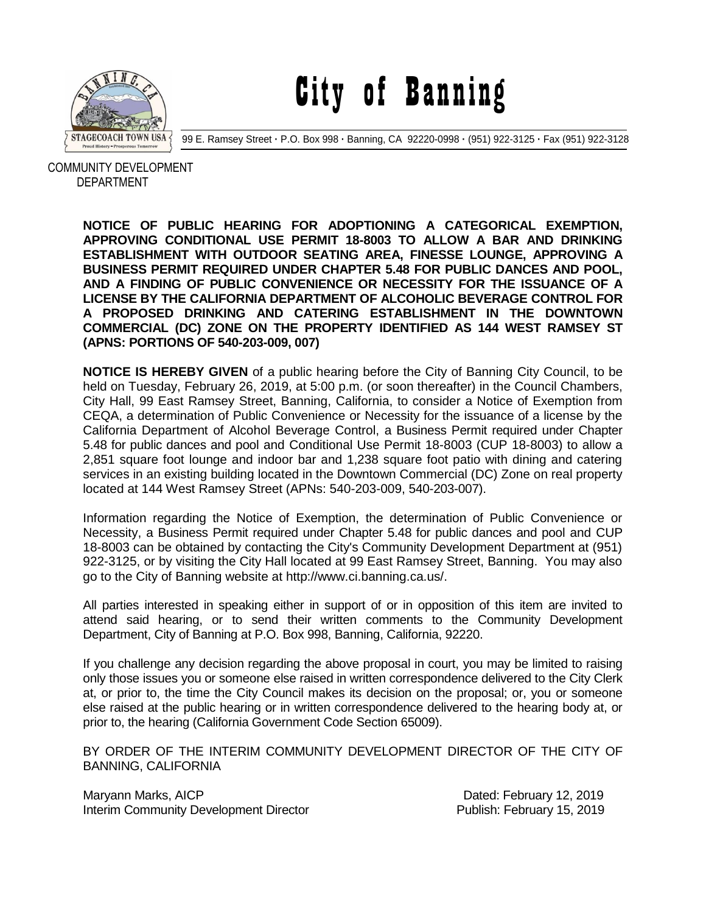# City of Banning

99 E. Ramsey Street · P.O. Box 998 · Banning, CA 92220-0998 · (951) 922-3125 · Fax (951) 922-3128

COMMUNITY DEVELOPMENT DEPARTMENT

**NOTICE OF PUBLIC HEARING FOR ADOPTIONING A CATEGORICAL EXEMPTION, APPROVING CONDITIONAL USE PERMIT 18-8003 TO ALLOW A BAR AND DRINKING ESTABLISHMENT WITH OUTDOOR SEATING AREA, FINESSE LOUNGE, APPROVING A BUSINESS PERMIT REQUIRED UNDER CHAPTER 5.48 FOR PUBLIC DANCES AND POOL, AND A FINDING OF PUBLIC CONVENIENCE OR NECESSITY FOR THE ISSUANCE OF A LICENSE BY THE CALIFORNIA DEPARTMENT OF ALCOHOLIC BEVERAGE CONTROL FOR A PROPOSED DRINKING AND CATERING ESTABLISHMENT IN THE DOWNTOWN COMMERCIAL (DC) ZONE ON THE PROPERTY IDENTIFIED AS 144 WEST RAMSEY ST (APNS: PORTIONS OF 540-203-009, 007)**

**NOTICE IS HEREBY GIVEN** of a public hearing before the City of Banning City Council, to be held on Tuesday, February 26, 2019, at 5:00 p.m. (or soon thereafter) in the Council Chambers, City Hall, 99 East Ramsey Street, Banning, California, to consider a Notice of Exemption from CEQA, a determination of Public Convenience or Necessity for the issuance of a license by the California Department of Alcohol Beverage Control, a Business Permit required under Chapter 5.48 for public dances and pool and Conditional Use Permit 18-8003 (CUP 18-8003) to allow a 2,851 square foot lounge and indoor bar and 1,238 square foot patio with dining and catering services in an existing building located in the Downtown Commercial (DC) Zone on real property located at 144 West Ramsey Street (APNs: 540-203-009, 540-203-007).

Information regarding the Notice of Exemption, the determination of Public Convenience or Necessity, a Business Permit required under Chapter 5.48 for public dances and pool and CUP 18-8003 can be obtained by contacting the City's Community Development Department at (951) 922-3125, or by visiting the City Hall located at 99 East Ramsey Street, Banning. You may also go to the City of Banning website at http://www.ci.banning.ca.us/.

All parties interested in speaking either in support of or in opposition of this item are invited to attend said hearing, or to send their written comments to the Community Development Department, City of Banning at P.O. Box 998, Banning, California, 92220.

If you challenge any decision regarding the above proposal in court, you may be limited to raising only those issues you or someone else raised in written correspondence delivered to the City Clerk at, or prior to, the time the City Council makes its decision on the proposal; or, you or someone else raised at the public hearing or in written correspondence delivered to the hearing body at, or prior to, the hearing (California Government Code Section 65009).

BY ORDER OF THE INTERIM COMMUNITY DEVELOPMENT DIRECTOR OF THE CITY OF BANNING, CALIFORNIA

Maryann Marks, AICP
Interim Community Development Director

Dated: February 12, 2019
Publish: February 15, 2019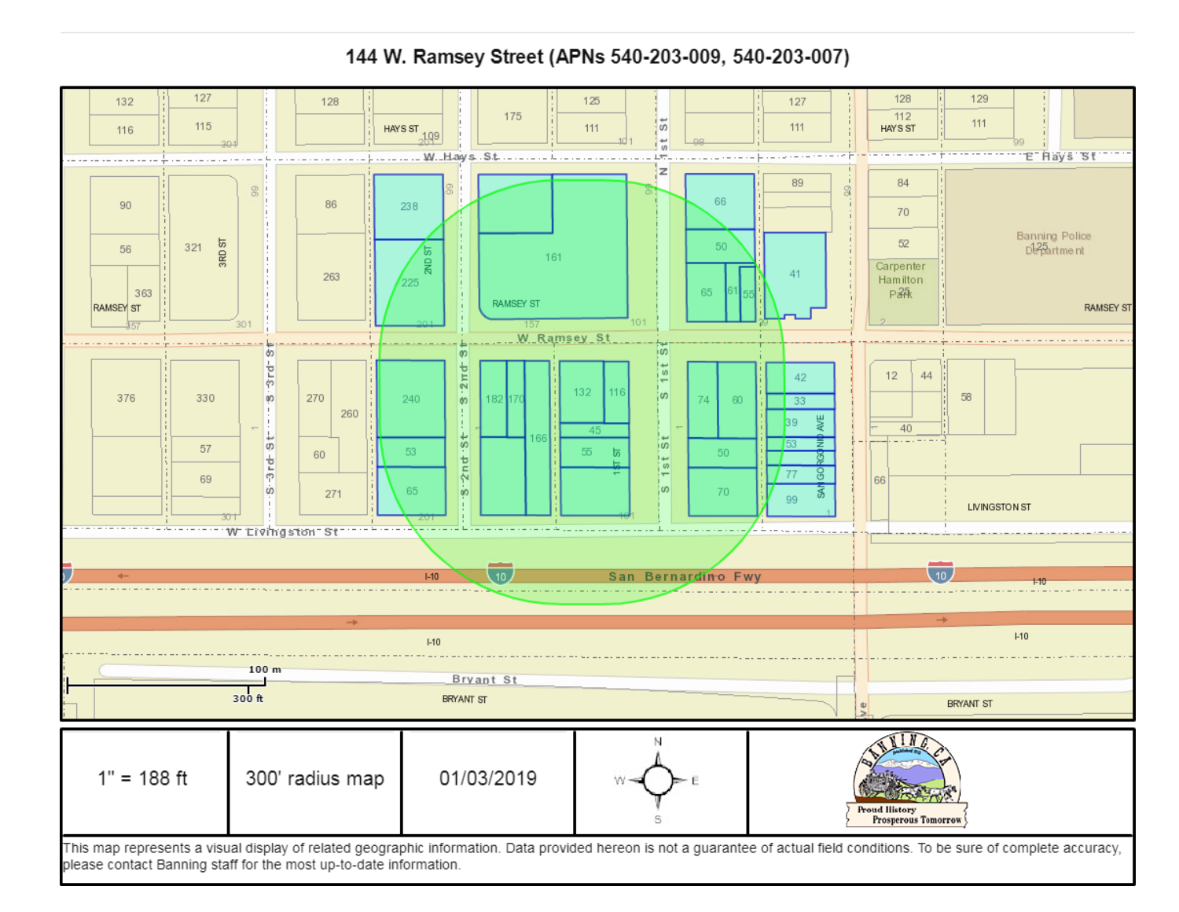# 144 W. Ramsey Street (APNs 540-203-009, 540-203-007)

| 1" = 188 ft | 300' radius map | 01/03/2019 |
|---|---|---|

This map represents a visual display of related geographic information. Data provided hereon is not a guarantee of actual field conditions. To be sure of complete accuracy, please contact Banning staff for the most up-to-date information.